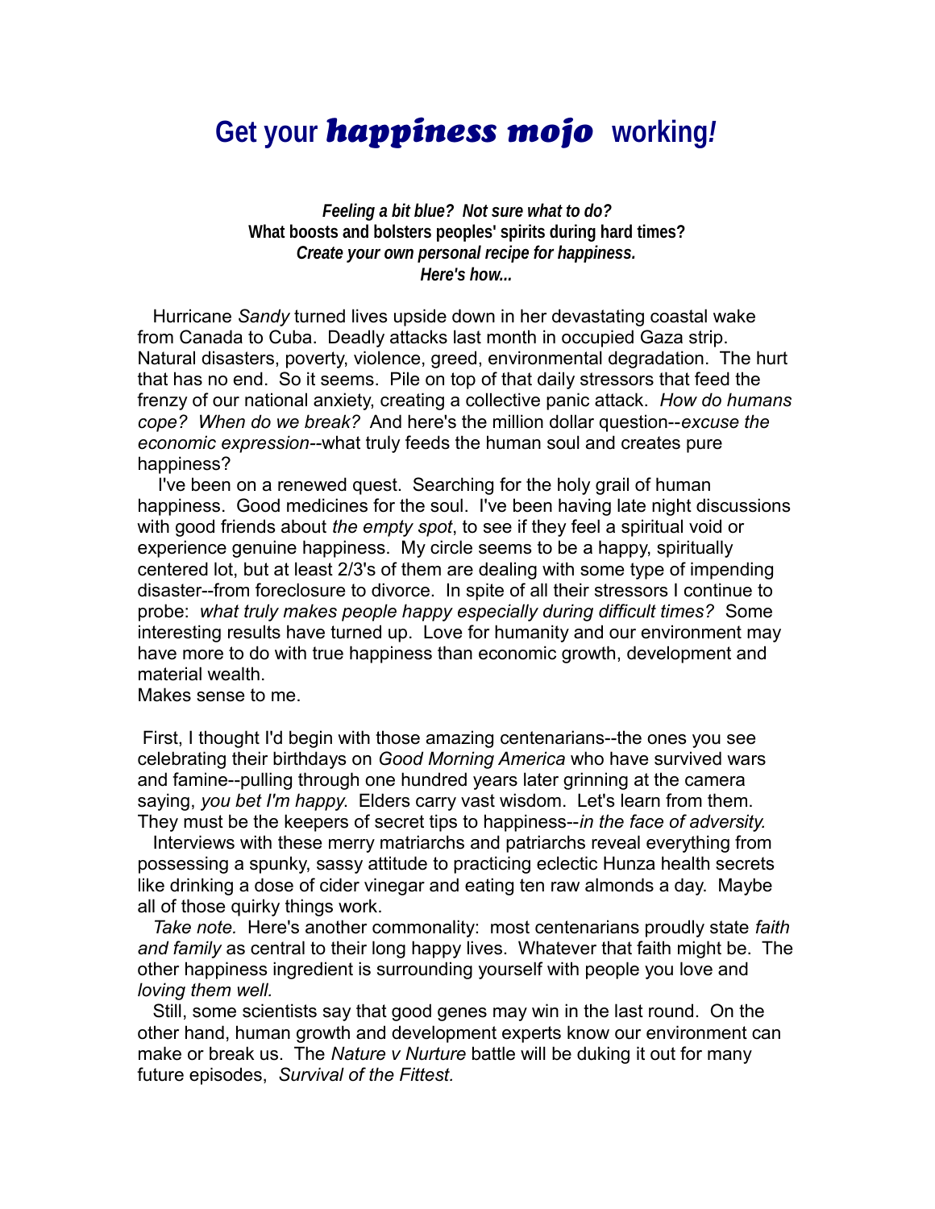# Get your *happiness mojo* working!

***Feeling a bit blue? Not sure what to do?***
**What boosts and bolsters peoples' spirits during hard times?**
***Create your own personal recipe for happiness.***
***Here's how...***

Hurricane *Sandy* turned lives upside down in her devastating coastal wake from Canada to Cuba. Deadly attacks last month in occupied Gaza strip. Natural disasters, poverty, violence, greed, environmental degradation. The hurt that has no end. So it seems. Pile on top of that daily stressors that feed the frenzy of our national anxiety, creating a collective panic attack. *How do humans cope? When do we break?* And here's the million dollar question--*excuse the economic expression*--what truly feeds the human soul and creates pure happiness?

I've been on a renewed quest. Searching for the holy grail of human happiness. Good medicines for the soul. I've been having late night discussions with good friends about *the empty spot*, to see if they feel a spiritual void or experience genuine happiness. My circle seems to be a happy, spiritually centered lot, but at least 2/3's of them are dealing with some type of impending disaster--from foreclosure to divorce. In spite of all their stressors I continue to probe: *what truly makes people happy especially during difficult times?* Some interesting results have turned up. Love for humanity and our environment may have more to do with true happiness than economic growth, development and material wealth.
Makes sense to me.

First, I thought I'd begin with those amazing centenarians--the ones you see celebrating their birthdays on *Good Morning America* who have survived wars and famine--pulling through one hundred years later grinning at the camera saying, *you bet I'm happy*. Elders carry vast wisdom. Let's learn from them. They must be the keepers of secret tips to happiness--*in the face of adversity.*

Interviews with these merry matriarchs and patriarchs reveal everything from possessing a spunky, sassy attitude to practicing eclectic Hunza health secrets like drinking a dose of cider vinegar and eating ten raw almonds a day. Maybe all of those quirky things work.

*Take note.* Here's another commonality: most centenarians proudly state *faith and family* as central to their long happy lives. Whatever that faith might be. The other happiness ingredient is surrounding yourself with people you love and *loving them well.*

Still, some scientists say that good genes may win in the last round. On the other hand, human growth and development experts know our environment can make or break us. The *Nature v Nurture* battle will be duking it out for many future episodes, *Survival of the Fittest.*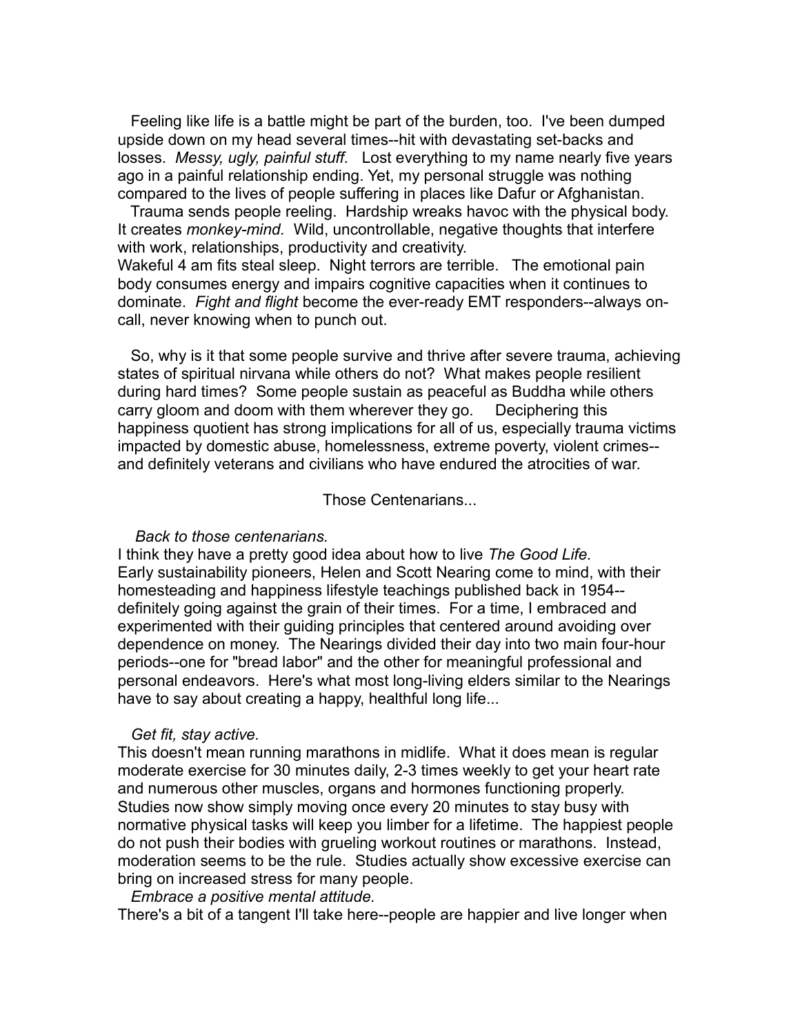Feeling like life is a battle might be part of the burden, too. I've been dumped upside down on my head several times--hit with devastating set-backs and losses. *Messy, ugly, painful stuff.* Lost everything to my name nearly five years ago in a painful relationship ending. Yet, my personal struggle was nothing compared to the lives of people suffering in places like Dafur or Afghanistan.

Trauma sends people reeling. Hardship wreaks havoc with the physical body. It creates *monkey-mind.* Wild, uncontrollable, negative thoughts that interfere with work, relationships, productivity and creativity.
Wakeful 4 am fits steal sleep. Night terrors are terrible. The emotional pain body consumes energy and impairs cognitive capacities when it continues to dominate. *Fight and flight* become the ever-ready EMT responders--always on-call, never knowing when to punch out.

So, why is it that some people survive and thrive after severe trauma, achieving states of spiritual nirvana while others do not? What makes people resilient during hard times? Some people sustain as peaceful as Buddha while others carry gloom and doom with them wherever they go. Deciphering this happiness quotient has strong implications for all of us, especially trauma victims impacted by domestic abuse, homelessness, extreme poverty, violent crimes--and definitely veterans and civilians who have endured the atrocities of war.

## Those Centenarians...

*Back to those centenarians.*
I think they have a pretty good idea about how to live *The Good Life.* Early sustainability pioneers, Helen and Scott Nearing come to mind, with their homesteading and happiness lifestyle teachings published back in 1954--definitely going against the grain of their times. For a time, I embraced and experimented with their guiding principles that centered around avoiding over dependence on money. The Nearings divided their day into two main four-hour periods--one for "bread labor" and the other for meaningful professional and personal endeavors. Here's what most long-living elders similar to the Nearings have to say about creating a happy, healthful long life...

*Get fit, stay active.*
This doesn't mean running marathons in midlife. What it does mean is regular moderate exercise for 30 minutes daily, 2-3 times weekly to get your heart rate and numerous other muscles, organs and hormones functioning properly. Studies now show simply moving once every 20 minutes to stay busy with normative physical tasks will keep you limber for a lifetime. The happiest people do not push their bodies with grueling workout routines or marathons. Instead, moderation seems to be the rule. Studies actually show excessive exercise can bring on increased stress for many people.

*Embrace a positive mental attitude.*
There's a bit of a tangent I'll take here--people are happier and live longer when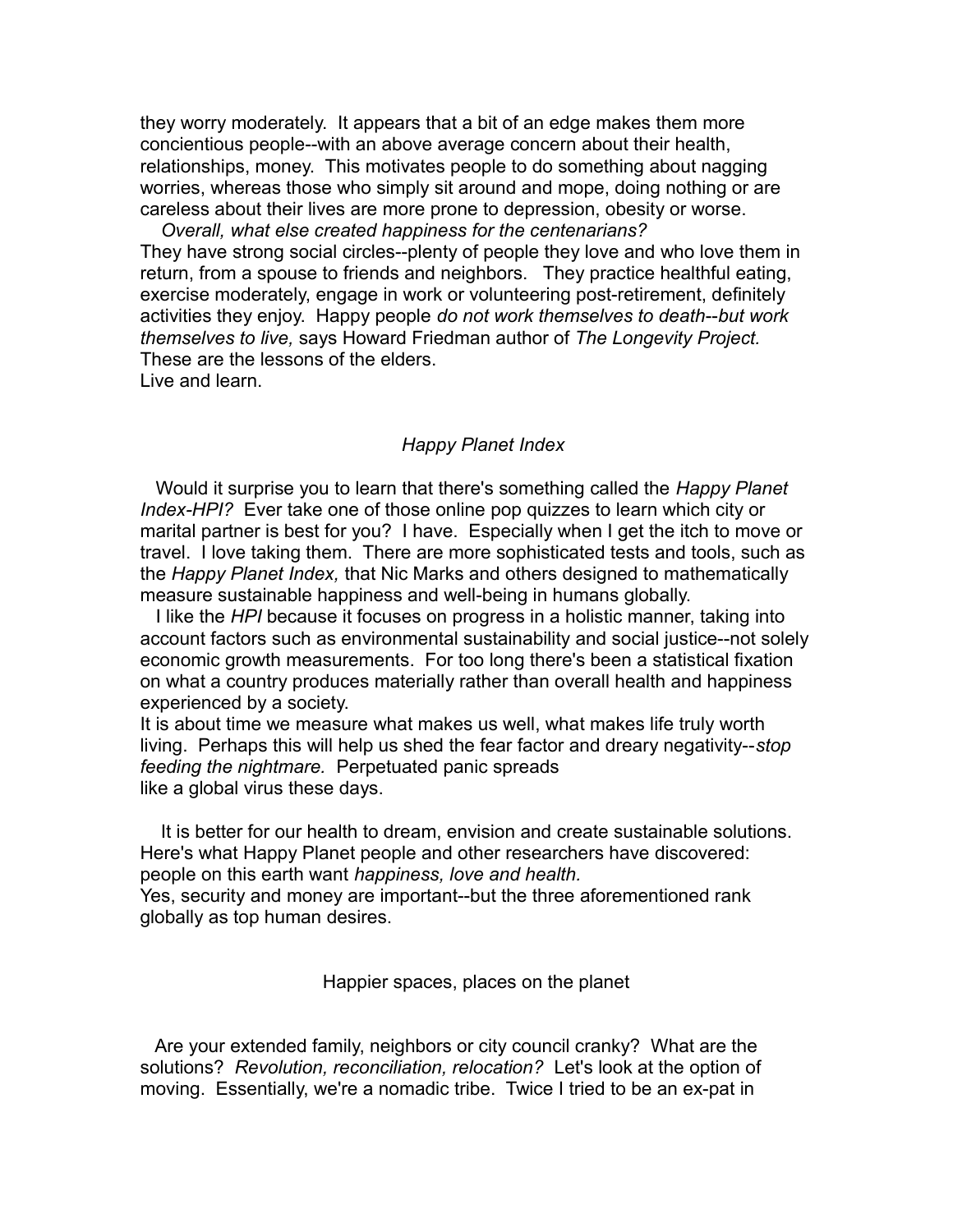they worry moderately. It appears that a bit of an edge makes them more concientious people--with an above average concern about their health, relationships, money. This motivates people to do something about nagging worries, whereas those who simply sit around and mope, doing nothing or are careless about their lives are more prone to depression, obesity or worse.

*Overall, what else created happiness for the centenarians?*

They have strong social circles--plenty of people they love and who love them in return, from a spouse to friends and neighbors. They practice healthful eating, exercise moderately, engage in work or volunteering post-retirement, definitely activities they enjoy. Happy people *do not work themselves to death--but work themselves to live,* says Howard Friedman author of *The Longevity Project.* These are the lessons of the elders.

Live and learn.

### *Happy Planet Index*

Would it surprise you to learn that there's something called the *Happy Planet Index-HPI?* Ever take one of those online pop quizzes to learn which city or marital partner is best for you? I have. Especially when I get the itch to move or travel. I love taking them. There are more sophisticated tests and tools, such as the *Happy Planet Index,* that Nic Marks and others designed to mathematically measure sustainable happiness and well-being in humans globally.

I like the *HPI* because it focuses on progress in a holistic manner, taking into account factors such as environmental sustainability and social justice--not solely economic growth measurements. For too long there's been a statistical fixation on what a country produces materially rather than overall health and happiness experienced by a society.

It is about time we measure what makes us well, what makes life truly worth living. Perhaps this will help us shed the fear factor and dreary negativity--*stop feeding the nightmare.* Perpetuated panic spreads like a global virus these days.

It is better for our health to dream, envision and create sustainable solutions. Here's what Happy Planet people and other researchers have discovered: people on this earth want *happiness, love and health.*

Yes, security and money are important--but the three aforementioned rank globally as top human desires.

### Happier spaces, places on the planet

Are your extended family, neighbors or city council cranky? What are the solutions? *Revolution, reconciliation, relocation?* Let's look at the option of moving. Essentially, we're a nomadic tribe. Twice I tried to be an ex-pat in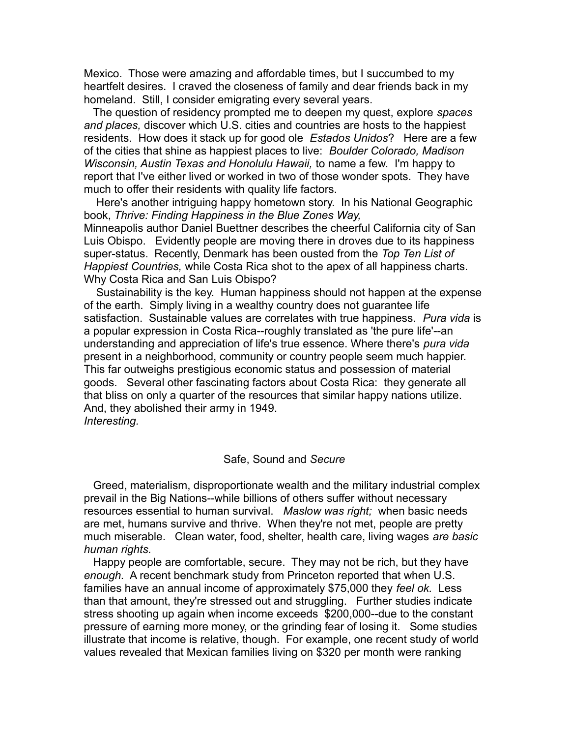Mexico. Those were amazing and affordable times, but I succumbed to my heartfelt desires. I craved the closeness of family and dear friends back in my homeland. Still, I consider emigrating every several years.

The question of residency prompted me to deepen my quest, explore *spaces and places,* discover which U.S. cities and countries are hosts to the happiest residents. How does it stack up for good ole *Estados Unidos*? Here are a few of the cities that shine as happiest places to live: *Boulder Colorado, Madison Wisconsin, Austin Texas and Honolulu Hawaii,* to name a few. I'm happy to report that I've either lived or worked in two of those wonder spots. They have much to offer their residents with quality life factors.

Here's another intriguing happy hometown story. In his National Geographic book, *Thrive: Finding Happiness in the Blue Zones Way,* Minneapolis author Daniel Buettner describes the cheerful California city of San Luis Obispo. Evidently people are moving there in droves due to its happiness super-status. Recently, Denmark has been ousted from the *Top Ten List of Happiest Countries,* while Costa Rica shot to the apex of all happiness charts. Why Costa Rica and San Luis Obispo?

Sustainability is the key. Human happiness should not happen at the expense of the earth. Simply living in a wealthy country does not guarantee life satisfaction. Sustainable values are correlates with true happiness. *Pura vida* is a popular expression in Costa Rica--roughly translated as 'the pure life'--an understanding and appreciation of life's true essence. Where there's *pura vida* present in a neighborhood, community or country people seem much happier. This far outweighs prestigious economic status and possession of material goods. Several other fascinating factors about Costa Rica: they generate all that bliss on only a quarter of the resources that similar happy nations utilize. And, they abolished their army in 1949.

*Interesting.*

## Safe, Sound and *Secure*

Greed, materialism, disproportionate wealth and the military industrial complex prevail in the Big Nations--while billions of others suffer without necessary resources essential to human survival. *Maslow was right;* when basic needs are met, humans survive and thrive. When they're not met, people are pretty much miserable. Clean water, food, shelter, health care, living wages *are basic human rights.*

Happy people are comfortable, secure. They may not be rich, but they have *enough.* A recent benchmark study from Princeton reported that when U.S. families have an annual income of approximately $75,000 they *feel ok.* Less than that amount, they're stressed out and struggling. Further studies indicate stress shooting up again when income exceeds $200,000--due to the constant pressure of earning more money, or the grinding fear of losing it. Some studies illustrate that income is relative, though. For example, one recent study of world values revealed that Mexican families living on $320 per month were ranking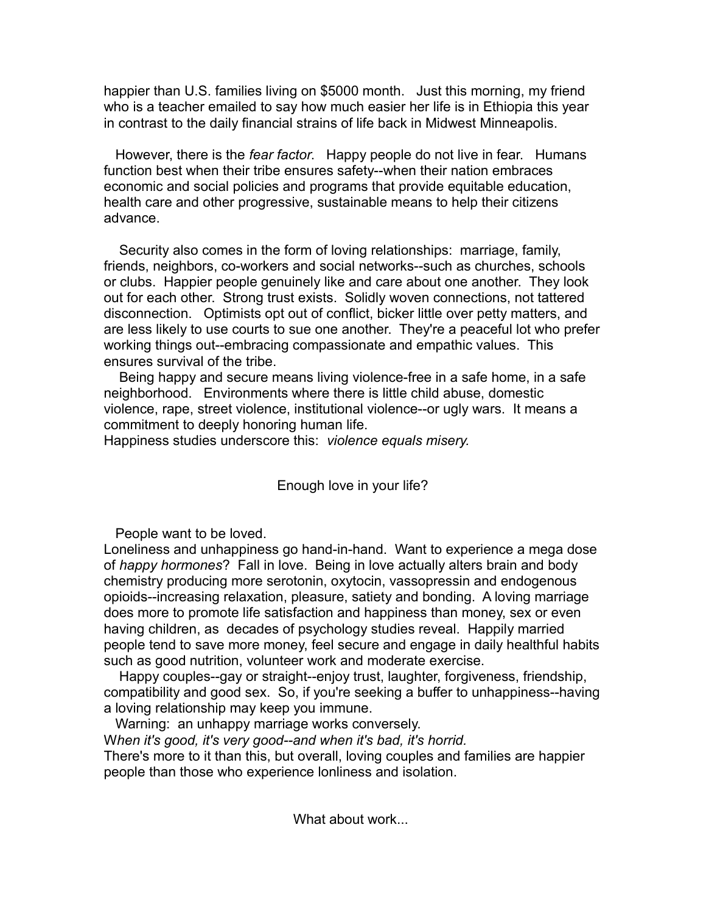happier than U.S. families living on $5000 month. Just this morning, my friend who is a teacher emailed to say how much easier her life is in Ethiopia this year in contrast to the daily financial strains of life back in Midwest Minneapolis.

However, there is the *fear factor*. Happy people do not live in fear. Humans function best when their tribe ensures safety--when their nation embraces economic and social policies and programs that provide equitable education, health care and other progressive, sustainable means to help their citizens advance.

Security also comes in the form of loving relationships: marriage, family, friends, neighbors, co-workers and social networks--such as churches, schools or clubs. Happier people genuinely like and care about one another. They look out for each other. Strong trust exists. Solidly woven connections, not tattered disconnection. Optimists opt out of conflict, bicker little over petty matters, and are less likely to use courts to sue one another. They're a peaceful lot who prefer working things out--embracing compassionate and empathic values. This ensures survival of the tribe.

Being happy and secure means living violence-free in a safe home, in a safe neighborhood. Environments where there is little child abuse, domestic violence, rape, street violence, institutional violence--or ugly wars. It means a commitment to deeply honoring human life.

Happiness studies underscore this: *violence equals misery.*

## Enough love in your life?

People want to be loved.

Loneliness and unhappiness go hand-in-hand. Want to experience a mega dose of *happy hormones*? Fall in love. Being in love actually alters brain and body chemistry producing more serotonin, oxytocin, vassopressin and endogenous opioids--increasing relaxation, pleasure, satiety and bonding. A loving marriage does more to promote life satisfaction and happiness than money, sex or even having children, as decades of psychology studies reveal. Happily married people tend to save more money, feel secure and engage in daily healthful habits such as good nutrition, volunteer work and moderate exercise.

Happy couples--gay or straight--enjoy trust, laughter, forgiveness, friendship, compatibility and good sex. So, if you're seeking a buffer to unhappiness--having a loving relationship may keep you immune.

Warning: an unhappy marriage works conversely.

*When it's good, it's very good--and when it's bad, it's horrid.*

There's more to it than this, but overall, loving couples and families are happier people than those who experience lonliness and isolation.

## What about work...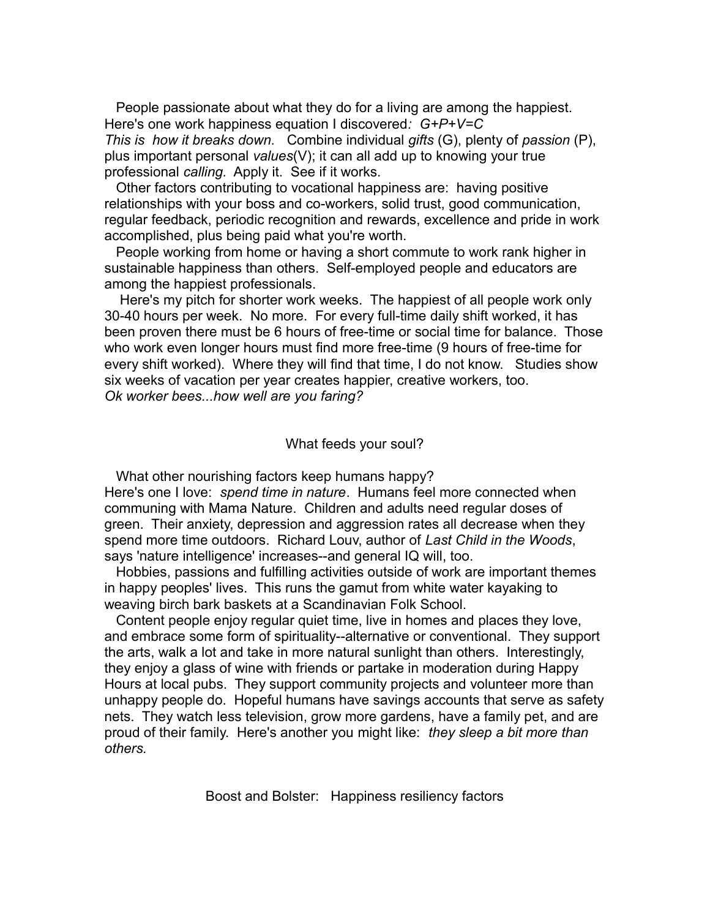People passionate about what they do for a living are among the happiest. Here's one work happiness equation I discovered*: G+P+V=C*
*This is how it breaks down.* Combine individual *gifts* (G), plenty of *passion* (P), plus important personal *values*(V); it can all add up to knowing your true professional *calling.* Apply it. See if it works.

Other factors contributing to vocational happiness are: having positive relationships with your boss and co-workers, solid trust, good communication, regular feedback, periodic recognition and rewards, excellence and pride in work accomplished, plus being paid what you're worth.

People working from home or having a short commute to work rank higher in sustainable happiness than others. Self-employed people and educators are among the happiest professionals.

Here's my pitch for shorter work weeks. The happiest of all people work only 30-40 hours per week. No more. For every full-time daily shift worked, it has been proven there must be 6 hours of free-time or social time for balance. Those who work even longer hours must find more free-time (9 hours of free-time for every shift worked). Where they will find that time, I do not know. Studies show six weeks of vacation per year creates happier, creative workers, too.
*Ok worker bees...how well are you faring?*

## What feeds your soul?

What other nourishing factors keep humans happy?
Here's one I love: *spend time in nature*. Humans feel more connected when communing with Mama Nature. Children and adults need regular doses of green. Their anxiety, depression and aggression rates all decrease when they spend more time outdoors. Richard Louv, author of *Last Child in the Woods*, says 'nature intelligence' increases--and general IQ will, too.

Hobbies, passions and fulfilling activities outside of work are important themes in happy peoples' lives. This runs the gamut from white water kayaking to weaving birch bark baskets at a Scandinavian Folk School.

Content people enjoy regular quiet time, live in homes and places they love, and embrace some form of spirituality--alternative or conventional. They support the arts, walk a lot and take in more natural sunlight than others. Interestingly, they enjoy a glass of wine with friends or partake in moderation during Happy Hours at local pubs. They support community projects and volunteer more than unhappy people do. Hopeful humans have savings accounts that serve as safety nets. They watch less television, grow more gardens, have a family pet, and are proud of their family. Here's another you might like: *they sleep a bit more than others.*

## Boost and Bolster: Happiness resiliency factors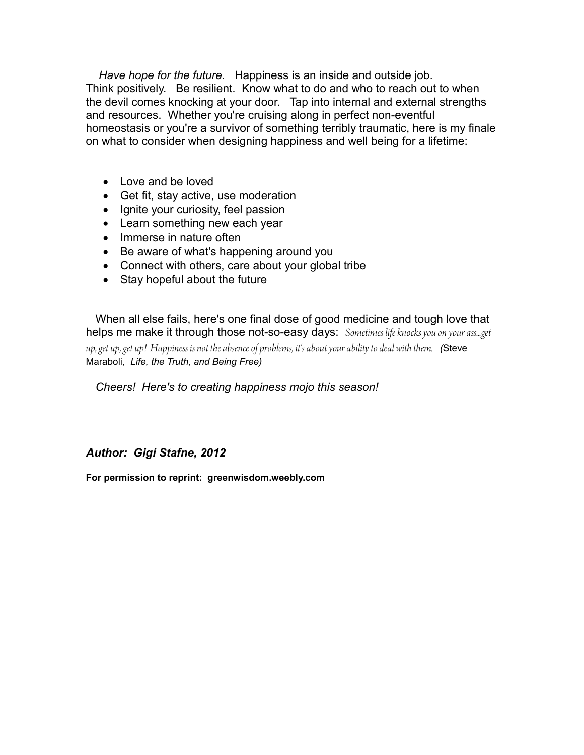*Have hope for the future.* Happiness is an inside and outside job. Think positively. Be resilient. Know what to do and who to reach out to when the devil comes knocking at your door. Tap into internal and external strengths and resources. Whether you're cruising along in perfect non-eventful homeostasis or you're a survivor of something terribly traumatic, here is my finale on what to consider when designing happiness and well being for a lifetime:

- Love and be loved
- Get fit, stay active, use moderation
- Ignite your curiosity, feel passion
- Learn something new each year
- Immerse in nature often
- Be aware of what's happening around you
- Connect with others, care about your global tribe
- Stay hopeful about the future

When all else fails, here's one final dose of good medicine and tough love that helps me make it through those not-so-easy days: *Sometimes life knocks you on your ass...get up, get up, get up! Happiness is not the absence of problems, it's about your ability to deal with them.* *(*Steve Maraboli*, Life, the Truth, and Being Free)*

*Cheers! Here's to creating happiness mojo this season!*

***Author: Gigi Stafne, 2012***

**For permission to reprint: greenwisdom.weebly.com**